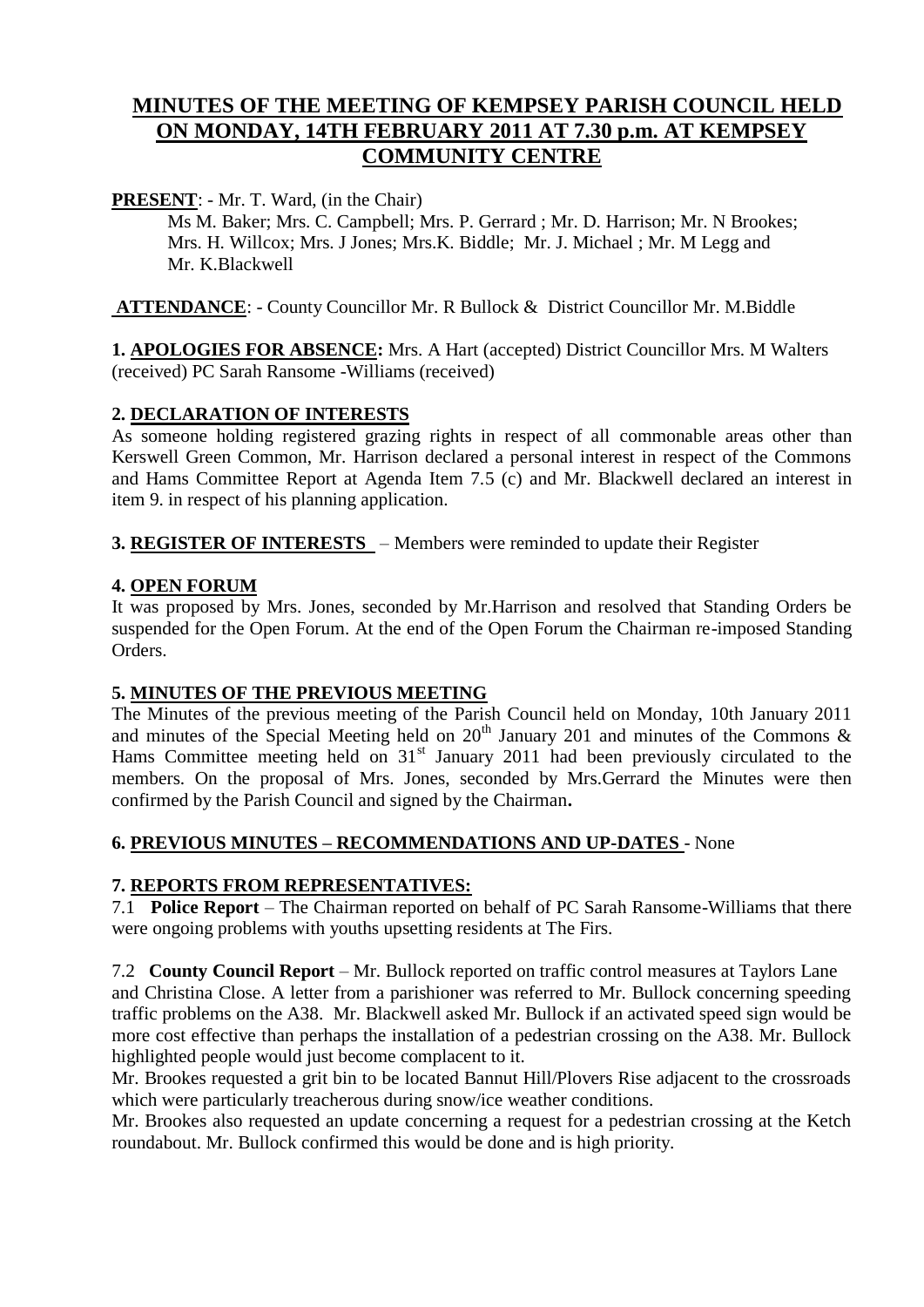# MINUTES OF THE MEETING OF KEMPSEY PARISH COUNCIL HELD ON MONDAY, 14TH FEBRUARY 2011 AT 7.30 p.m. AT KEMPSEY COMMUNITY CENTRE

**PRESENT**: - Mr. T. Ward, (in the Chair)

Ms M. Baker; Mrs. C. Campbell; Mrs. P. Gerrard ; Mr. D. Harrison; Mr. N Brookes; Mrs. H. Willcox; Mrs. J Jones; Mrs.K. Biddle; Mr. J. Michael ; Mr. M Legg and Mr. K.Blackwell

**ATTENDANCE**: - County Councillor Mr. R Bullock & District Councillor Mr. M.Biddle

**1. APOLOGIES FOR ABSENCE:** Mrs. A Hart (accepted) District Councillor Mrs. M Walters (received) PC Sarah Ransome -Williams (received)

**2. DECLARATION OF INTERESTS**

As someone holding registered grazing rights in respect of all commonable areas other than Kerswell Green Common, Mr. Harrison declared a personal interest in respect of the Commons and Hams Committee Report at Agenda Item 7.5 (c) and Mr. Blackwell declared an interest in item 9. in respect of his planning application.

**3. REGISTER OF INTERESTS** – Members were reminded to update their Register

**4. OPEN FORUM**

It was proposed by Mrs. Jones, seconded by Mr.Harrison and resolved that Standing Orders be suspended for the Open Forum. At the end of the Open Forum the Chairman re-imposed Standing Orders.

**5. MINUTES OF THE PREVIOUS MEETING**

The Minutes of the previous meeting of the Parish Council held on Monday, 10th January 2011 and minutes of the Special Meeting held on 20th January 201 and minutes of the Commons & Hams Committee meeting held on 31st January 2011 had been previously circulated to the members. On the proposal of Mrs. Jones, seconded by Mrs.Gerrard the Minutes were then confirmed by the Parish Council and signed by the Chairman**.**

**6. PREVIOUS MINUTES – RECOMMENDATIONS AND UP-DATES** - None

**7. REPORTS FROM REPRESENTATIVES:**

7.1 **Police Report** – The Chairman reported on behalf of PC Sarah Ransome-Williams that there were ongoing problems with youths upsetting residents at The Firs.

7.2 **County Council Report** – Mr. Bullock reported on traffic control measures at Taylors Lane and Christina Close. A letter from a parishioner was referred to Mr. Bullock concerning speeding traffic problems on the A38. Mr. Blackwell asked Mr. Bullock if an activated speed sign would be more cost effective than perhaps the installation of a pedestrian crossing on the A38. Mr. Bullock highlighted people would just become complacent to it.

Mr. Brookes requested a grit bin to be located Bannut Hill/Plovers Rise adjacent to the crossroads which were particularly treacherous during snow/ice weather conditions.

Mr. Brookes also requested an update concerning a request for a pedestrian crossing at the Ketch roundabout. Mr. Bullock confirmed this would be done and is high priority.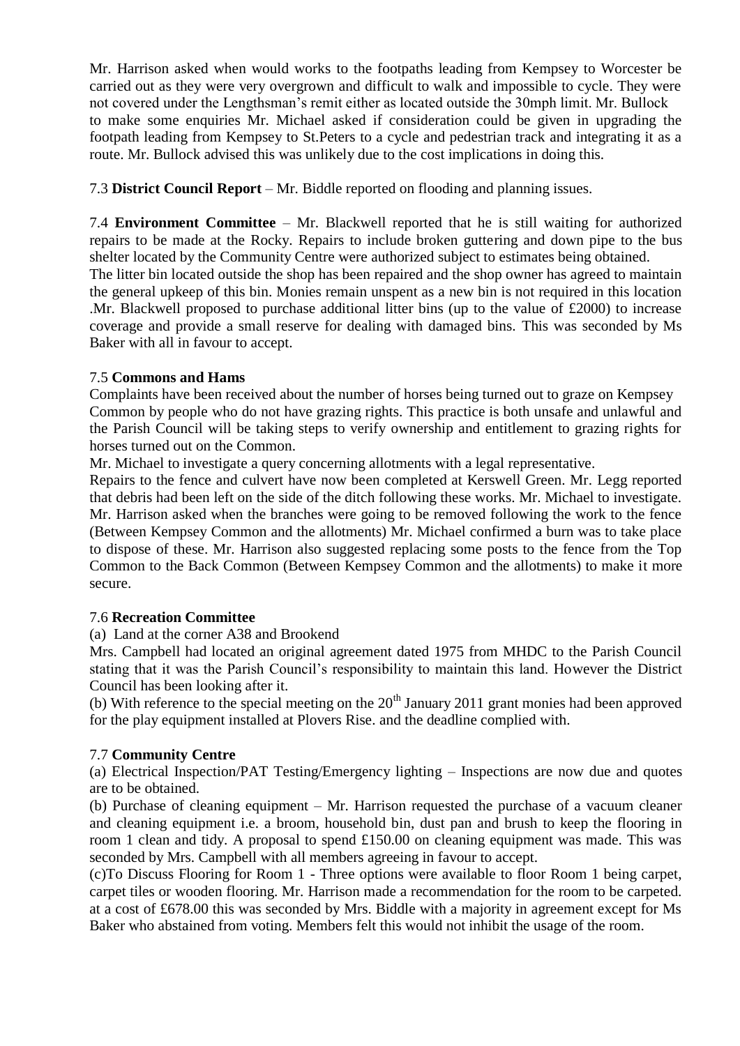Mr. Harrison asked when would works to the footpaths leading from Kempsey to Worcester be carried out as they were very overgrown and difficult to walk and impossible to cycle. They were not covered under the Lengthsman's remit either as located outside the 30mph limit. Mr. Bullock to make some enquiries Mr. Michael asked if consideration could be given in upgrading the footpath leading from Kempsey to St.Peters to a cycle and pedestrian track and integrating it as a route. Mr. Bullock advised this was unlikely due to the cost implications in doing this.

7.3 **District Council Report** – Mr. Biddle reported on flooding and planning issues.

7.4 **Environment Committee** – Mr. Blackwell reported that he is still waiting for authorized repairs to be made at the Rocky. Repairs to include broken guttering and down pipe to the bus shelter located by the Community Centre were authorized subject to estimates being obtained.
The litter bin located outside the shop has been repaired and the shop owner has agreed to maintain the general upkeep of this bin. Monies remain unspent as a new bin is not required in this location .Mr. Blackwell proposed to purchase additional litter bins (up to the value of £2000) to increase coverage and provide a small reserve for dealing with damaged bins. This was seconded by Ms Baker with all in favour to accept.

7.5 **Commons and Hams**

Complaints have been received about the number of horses being turned out to graze on Kempsey Common by people who do not have grazing rights. This practice is both unsafe and unlawful and the Parish Council will be taking steps to verify ownership and entitlement to grazing rights for horses turned out on the Common.
Mr. Michael to investigate a query concerning allotments with a legal representative.
Repairs to the fence and culvert have now been completed at Kerswell Green. Mr. Legg reported that debris had been left on the side of the ditch following these works. Mr. Michael to investigate. Mr. Harrison asked when the branches were going to be removed following the work to the fence (Between Kempsey Common and the allotments) Mr. Michael confirmed a burn was to take place to dispose of these. Mr. Harrison also suggested replacing some posts to the fence from the Top Common to the Back Common (Between Kempsey Common and the allotments) to make it more secure.

7.6 **Recreation Committee**

(a) Land at the corner A38 and Brookend

Mrs. Campbell had located an original agreement dated 1975 from MHDC to the Parish Council stating that it was the Parish Council's responsibility to maintain this land. However the District Council has been looking after it.

(b) With reference to the special meeting on the 20th January 2011 grant monies had been approved for the play equipment installed at Plovers Rise. and the deadline complied with.

7.7 **Community Centre**

(a) Electrical Inspection/PAT Testing/Emergency lighting – Inspections are now due and quotes are to be obtained.

(b) Purchase of cleaning equipment – Mr. Harrison requested the purchase of a vacuum cleaner and cleaning equipment i.e. a broom, household bin, dust pan and brush to keep the flooring in room 1 clean and tidy. A proposal to spend £150.00 on cleaning equipment was made. This was seconded by Mrs. Campbell with all members agreeing in favour to accept.

(c)To Discuss Flooring for Room 1 - Three options were available to floor Room 1 being carpet, carpet tiles or wooden flooring. Mr. Harrison made a recommendation for the room to be carpeted. at a cost of £678.00 this was seconded by Mrs. Biddle with a majority in agreement except for Ms Baker who abstained from voting. Members felt this would not inhibit the usage of the room.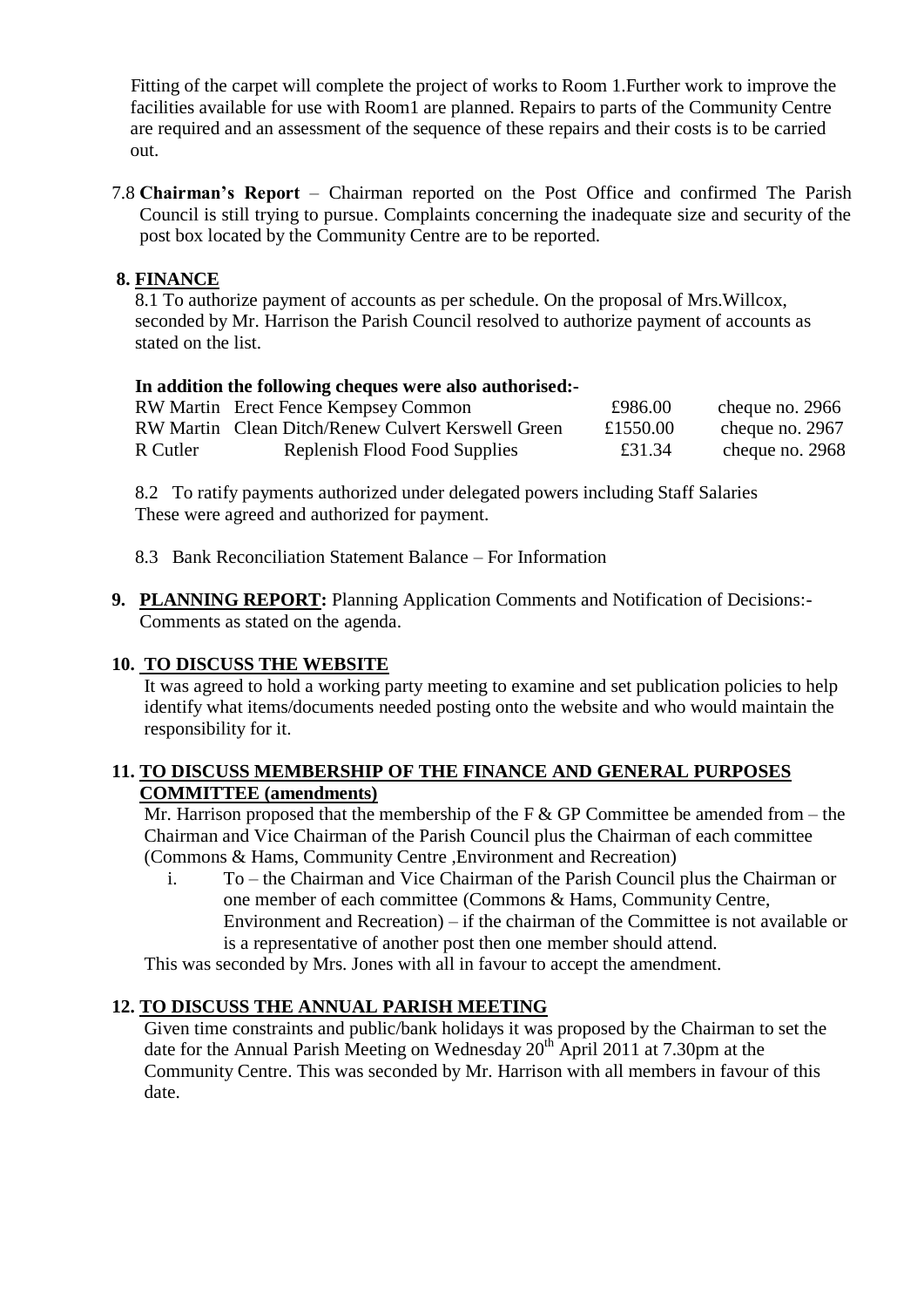Fitting of the carpet will complete the project of works to Room 1.Further work to improve the facilities available for use with Room1 are planned. Repairs to parts of the Community Centre are required and an assessment of the sequence of these repairs and their costs is to be carried out.

7.8 **Chairman's Report** – Chairman reported on the Post Office and confirmed The Parish Council is still trying to pursue. Complaints concerning the inadequate size and security of the post box located by the Community Centre are to be reported.

## 8. FINANCE

8.1 To authorize payment of accounts as per schedule. On the proposal of Mrs.Willcox, seconded by Mr. Harrison the Parish Council resolved to authorize payment of accounts as stated on the list.

**In addition the following cheques were also authorised:-**

| | | | |
|---|---|---|---|
| RW Martin | Erect Fence Kempsey Common | £986.00 | cheque no. 2966 |
| RW Martin | Clean Ditch/Renew Culvert Kerswell Green | £1550.00 | cheque no. 2967 |
| R Cutler | Replenish Flood Food Supplies | £31.34 | cheque no. 2968 |

8.2 To ratify payments authorized under delegated powers including Staff Salaries These were agreed and authorized for payment.

8.3 Bank Reconciliation Statement Balance – For Information

**9. PLANNING REPORT:** Planning Application Comments and Notification of Decisions:- Comments as stated on the agenda.

## 10. TO DISCUSS THE WEBSITE

It was agreed to hold a working party meeting to examine and set publication policies to help identify what items/documents needed posting onto the website and who would maintain the responsibility for it.

## 11. TO DISCUSS MEMBERSHIP OF THE FINANCE AND GENERAL PURPOSES COMMITTEE (amendments)

Mr. Harrison proposed that the membership of the F & GP Committee be amended from – the Chairman and Vice Chairman of the Parish Council plus the Chairman of each committee (Commons & Hams, Community Centre ,Environment and Recreation)

i. To – the Chairman and Vice Chairman of the Parish Council plus the Chairman or one member of each committee (Commons & Hams, Community Centre, Environment and Recreation) – if the chairman of the Committee is not available or is a representative of another post then one member should attend.

This was seconded by Mrs. Jones with all in favour to accept the amendment.

## 12. TO DISCUSS THE ANNUAL PARISH MEETING

Given time constraints and public/bank holidays it was proposed by the Chairman to set the date for the Annual Parish Meeting on Wednesday 20th April 2011 at 7.30pm at the Community Centre. This was seconded by Mr. Harrison with all members in favour of this date.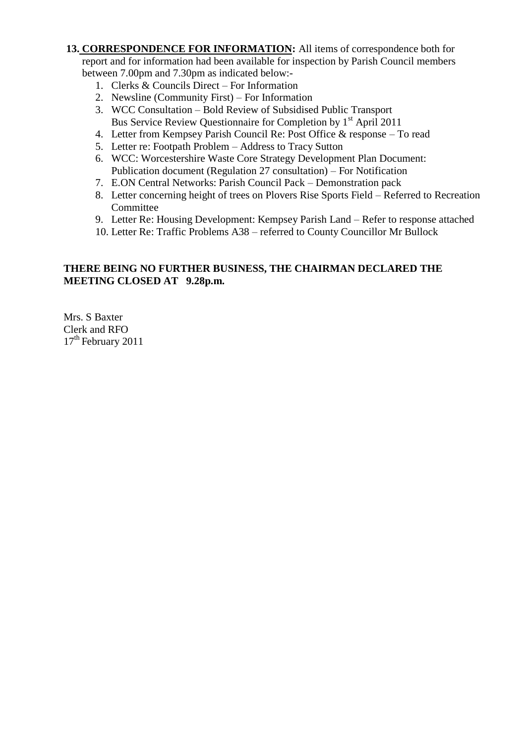**13. CORRESPONDENCE FOR INFORMATION:** All items of correspondence both for report and for information had been available for inspection by Parish Council members between 7.00pm and 7.30pm as indicated below:-

1. Clerks & Councils Direct – For Information
2. Newsline (Community First) – For Information
3. WCC Consultation – Bold Review of Subsidised Public Transport
   Bus Service Review Questionnaire for Completion by 1st April 2011
4. Letter from Kempsey Parish Council Re: Post Office & response – To read
5. Letter re: Footpath Problem – Address to Tracy Sutton
6. WCC: Worcestershire Waste Core Strategy Development Plan Document: Publication document (Regulation 27 consultation) – For Notification
7. E.ON Central Networks: Parish Council Pack – Demonstration pack
8. Letter concerning height of trees on Plovers Rise Sports Field – Referred to Recreation Committee
9. Letter Re: Housing Development: Kempsey Parish Land – Refer to response attached
10. Letter Re: Traffic Problems A38 – referred to County Councillor Mr Bullock

**THERE BEING NO FURTHER BUSINESS, THE CHAIRMAN DECLARED THE MEETING CLOSED AT 9.28p.m.**

Mrs. S Baxter
Clerk and RFO
17th February 2011